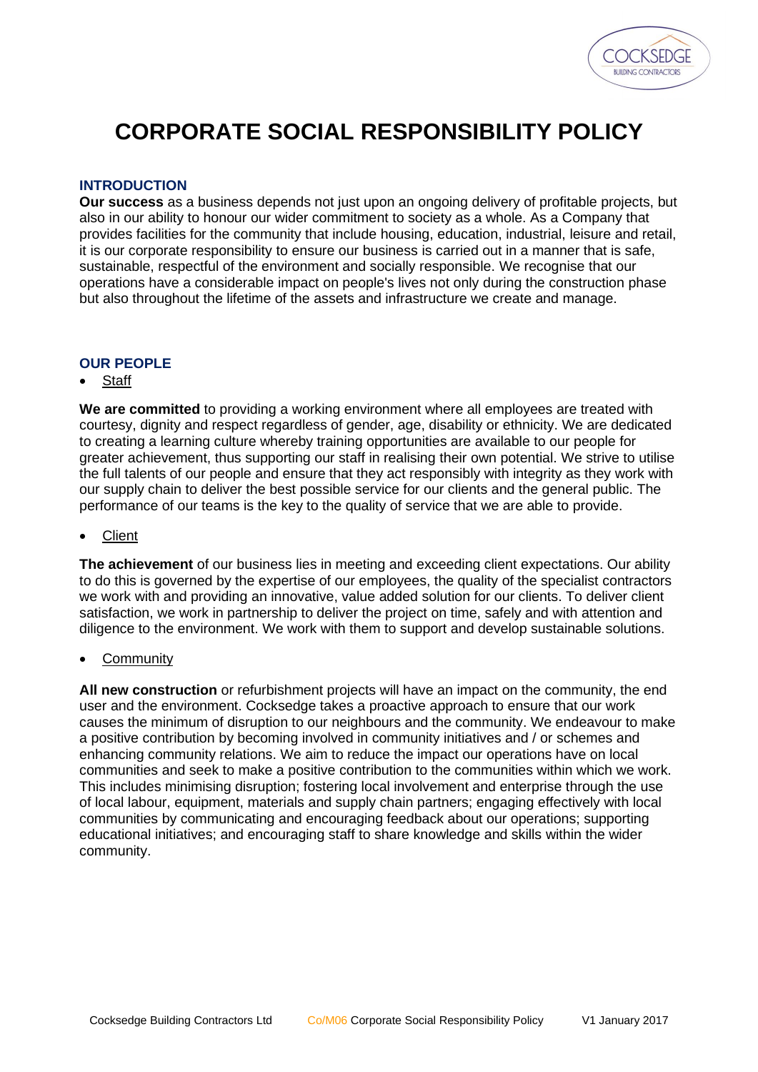# CORPORATE SOCIAL RESPONSIBILITY POLICY

## INTRODUCTION

**Our success** as a business depends not just upon an ongoing delivery of profitable projects, but also in our ability to honour our wider commitment to society as a whole. As a Company that provides facilities for the community that include housing, education, industrial, leisure and retail, it is our corporate responsibility to ensure our business is carried out in a manner that is safe, sustainable, respectful of the environment and socially responsible. We recognise that our operations have a considerable impact on people's lives not only during the construction phase but also throughout the lifetime of the assets and infrastructure we create and manage.

## OUR PEOPLE

- <u>Staff</u>

**We are committed** to providing a working environment where all employees are treated with courtesy, dignity and respect regardless of gender, age, disability or ethnicity. We are dedicated to creating a learning culture whereby training opportunities are available to our people for greater achievement, thus supporting our staff in realising their own potential. We strive to utilise the full talents of our people and ensure that they act responsibly with integrity as they work with our supply chain to deliver the best possible service for our clients and the general public. The performance of our teams is the key to the quality of service that we are able to provide.

- <u>Client</u>

**The achievement** of our business lies in meeting and exceeding client expectations. Our ability to do this is governed by the expertise of our employees, the quality of the specialist contractors we work with and providing an innovative, value added solution for our clients. To deliver client satisfaction, we work in partnership to deliver the project on time, safely and with attention and diligence to the environment. We work with them to support and develop sustainable solutions.

- <u>Community</u>

**All new construction** or refurbishment projects will have an impact on the community, the end user and the environment. Cocksedge takes a proactive approach to ensure that our work causes the minimum of disruption to our neighbours and the community. We endeavour to make a positive contribution by becoming involved in community initiatives and / or schemes and enhancing community relations. We aim to reduce the impact our operations have on local communities and seek to make a positive contribution to the communities within which we work. This includes minimising disruption; fostering local involvement and enterprise through the use of local labour, equipment, materials and supply chain partners; engaging effectively with local communities by communicating and encouraging feedback about our operations; supporting educational initiatives; and encouraging staff to share knowledge and skills within the wider community.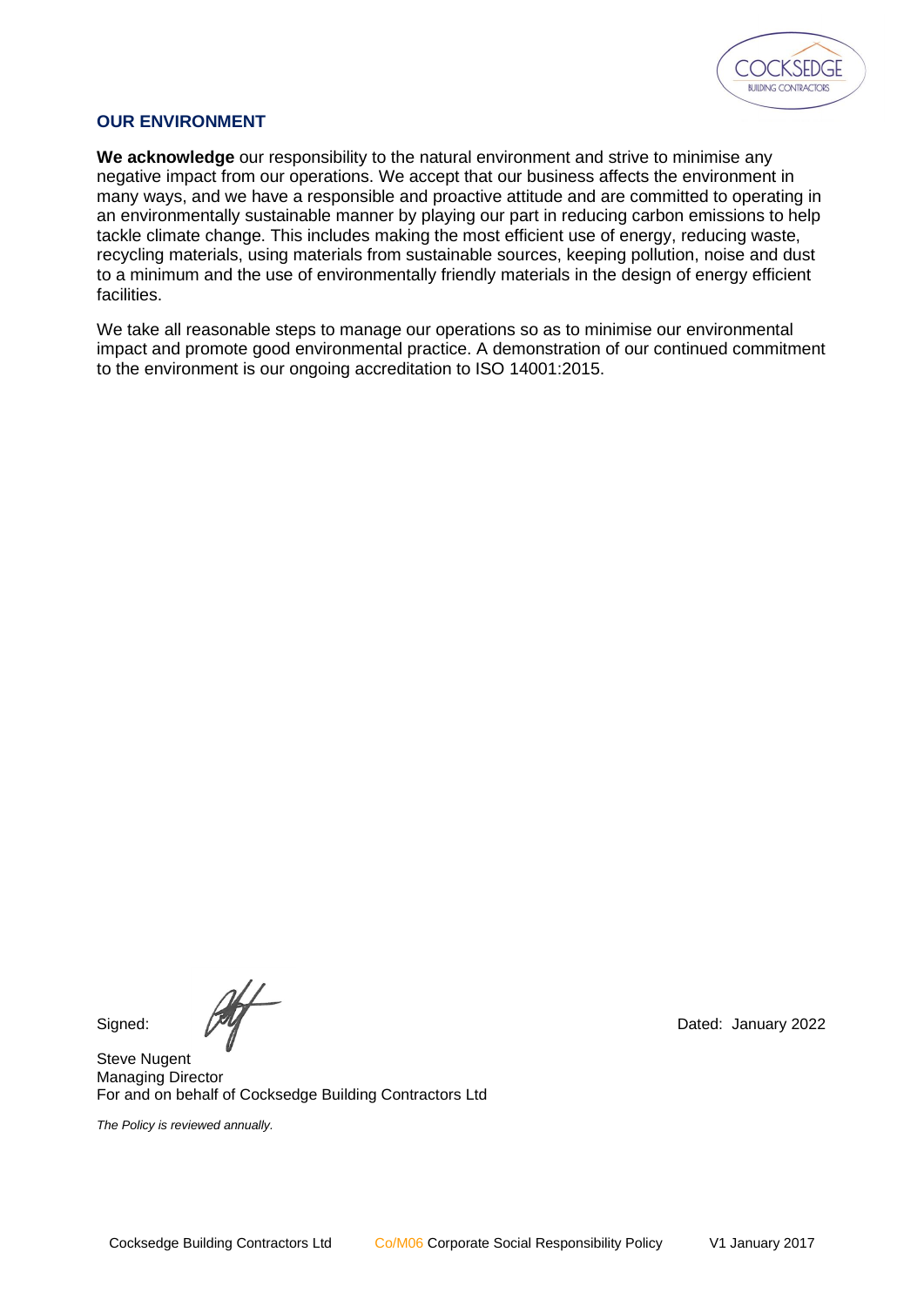## OUR ENVIRONMENT

**We acknowledge** our responsibility to the natural environment and strive to minimise any negative impact from our operations. We accept that our business affects the environment in many ways, and we have a responsible and proactive attitude and are committed to operating in an environmentally sustainable manner by playing our part in reducing carbon emissions to help tackle climate change. This includes making the most efficient use of energy, reducing waste, recycling materials, using materials from sustainable sources, keeping pollution, noise and dust to a minimum and the use of environmentally friendly materials in the design of energy efficient facilities.

We take all reasonable steps to manage our operations so as to minimise our environmental impact and promote good environmental practice. A demonstration of our continued commitment to the environment is our ongoing accreditation to ISO 14001:2015.

Signed: Dated: January 2022

Steve Nugent
Managing Director
For and on behalf of Cocksedge Building Contractors Ltd

*The Policy is reviewed annually.*